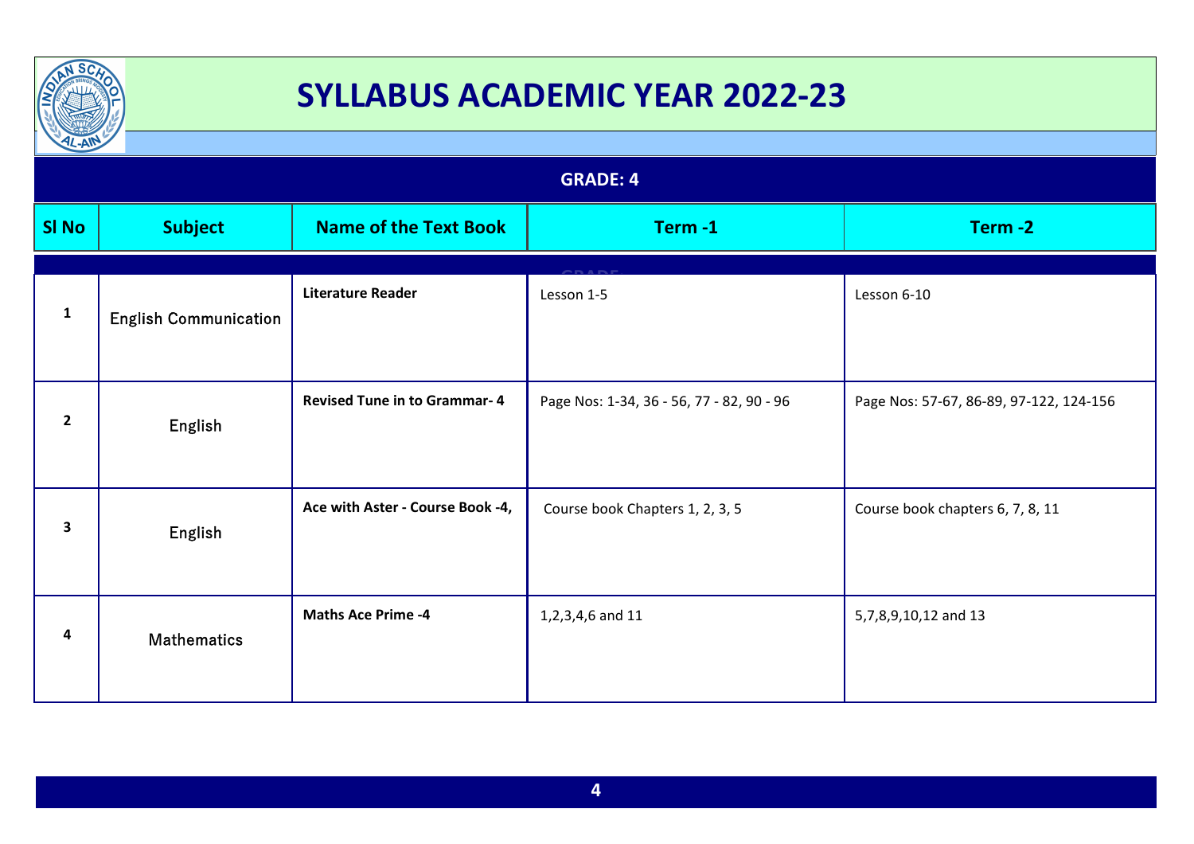# SYLLABUS ACADEMIC YEAR 2022-23

## GRADE: 4

| Sl No | Subject | Name of the Text Book | Term -1 | Term -2 |
|---|---|---|---|---|
| 1 | English Communication | **Literature Reader** | Lesson 1-5 | Lesson 6-10 |
| 2 | English | **Revised Tune in to Grammar- 4** | Page Nos: 1-34, 36 - 56, 77 - 82, 90 - 96 | Page Nos: 57-67, 86-89, 97-122, 124-156 |
| 3 | English | **Ace with Aster - Course Book -4,** | Course book Chapters 1, 2, 3, 5 | Course book chapters 6, 7, 8, 11 |
| 4 | Mathematics | **Maths Ace Prime -4** | 1,2,3,4,6 and 11 | 5,7,8,9,10,12 and 13 |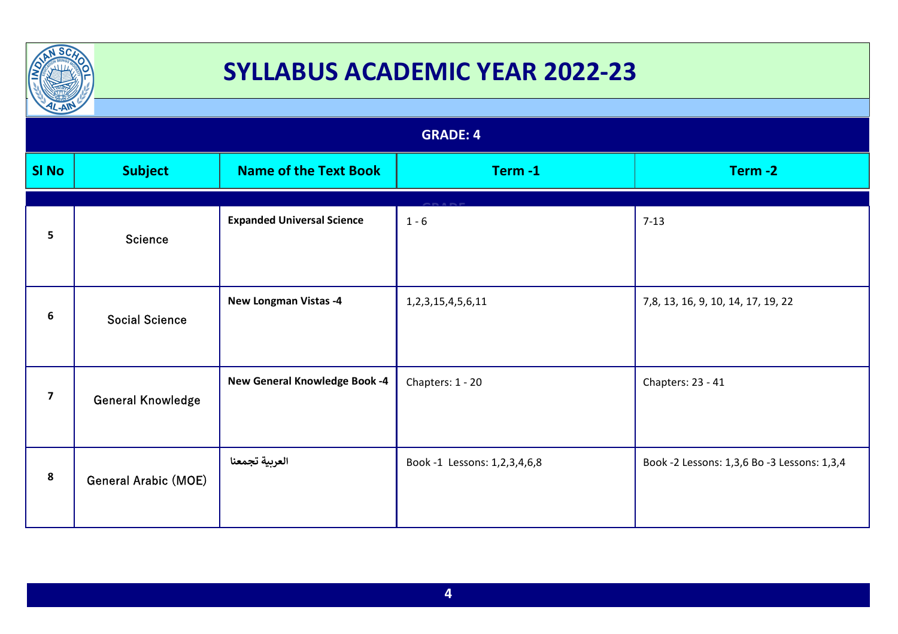# SYLLABUS ACADEMIC YEAR 2022-23

## GRADE: 4

| Sl No | Subject | Name of the Text Book | Term -1 | Term -2 |
|---|---|---|---|---|
| 5 | Science | **Expanded Universal Science** | 1 - 6 | 7-13 |
| 6 | Social Science | **New Longman Vistas -4** | 1,2,3,15,4,5,6,11 | 7,8, 13, 16, 9, 10, 14, 17, 19, 22 |
| 7 | General Knowledge | **New General Knowledge Book -4** | Chapters: 1 - 20 | Chapters: 23 - 41 |
| 8 | General Arabic (MOE) | **العربية تجمعنا** | Book -1 Lessons: 1,2,3,4,6,8 | Book -2 Lessons: 1,3,6 Bo -3 Lessons: 1,3,4 |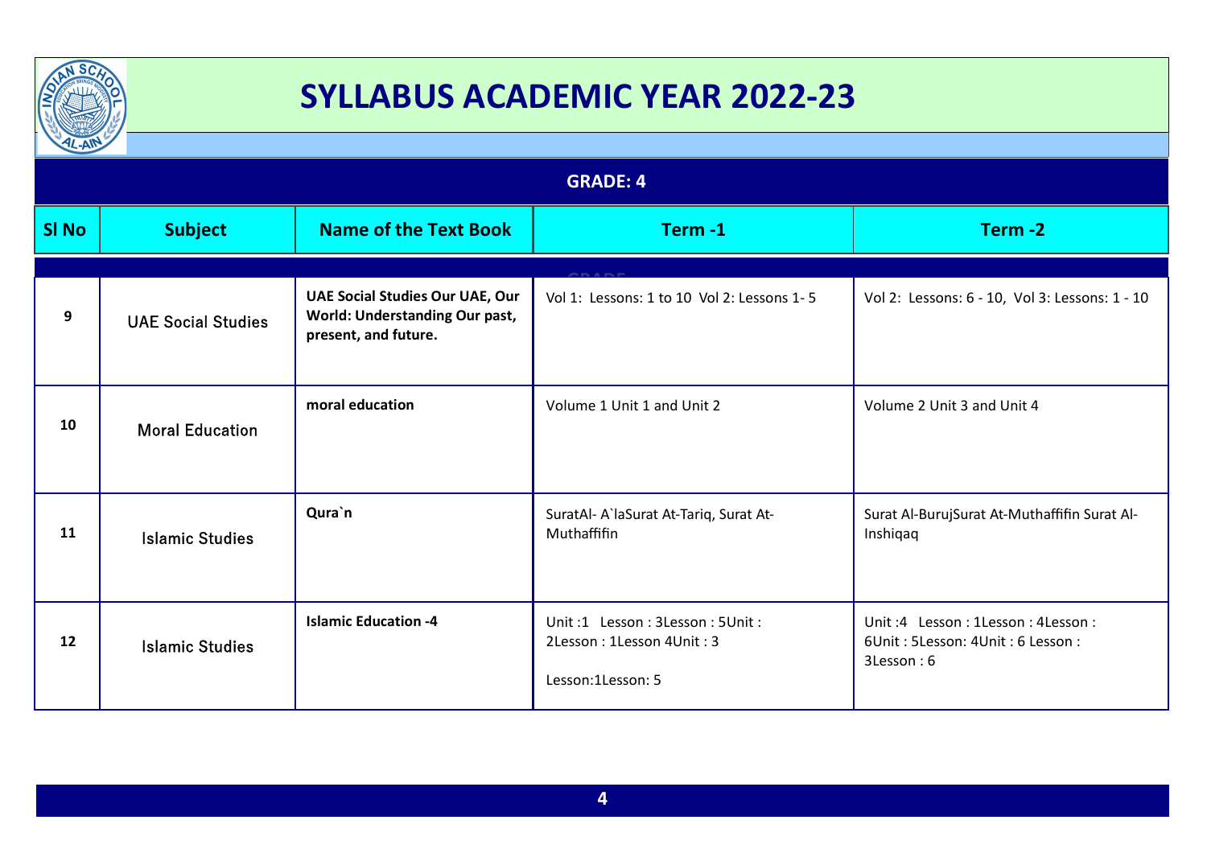# SYLLABUS ACADEMIC YEAR 2022-23

## GRADE: 4

| Sl No | Subject | Name of the Text Book | Term -1 | Term -2 |
|---|---|---|---|---|
| 9 | UAE Social Studies | **UAE Social Studies Our UAE, Our World: Understanding Our past, present, and future.** | Vol 1: Lessons: 1 to 10 Vol 2: Lessons 1- 5 | Vol 2: Lessons: 6 - 10, Vol 3: Lessons: 1 - 10 |
| 10 | Moral Education | **moral education** | Volume 1 Unit 1 and Unit 2 | Volume 2 Unit 3 and Unit 4 |
| 11 | Islamic Studies | **Qura`n** | SuratAl- A`laSurat At-Tariq, Surat At-Muthaffifin | Surat Al-BurujSurat At-Muthaffifin Surat Al-Inshiqaq |
| 12 | Islamic Studies | **Islamic Education -4** | Unit :1 Lesson : 3Lesson : 5Unit : 2Lesson : 1Lesson 4Unit : 3 Lesson:1Lesson: 5 | Unit :4 Lesson : 1Lesson : 4Lesson : 6Unit : 5Lesson: 4Unit : 6 Lesson : 3Lesson : 6 |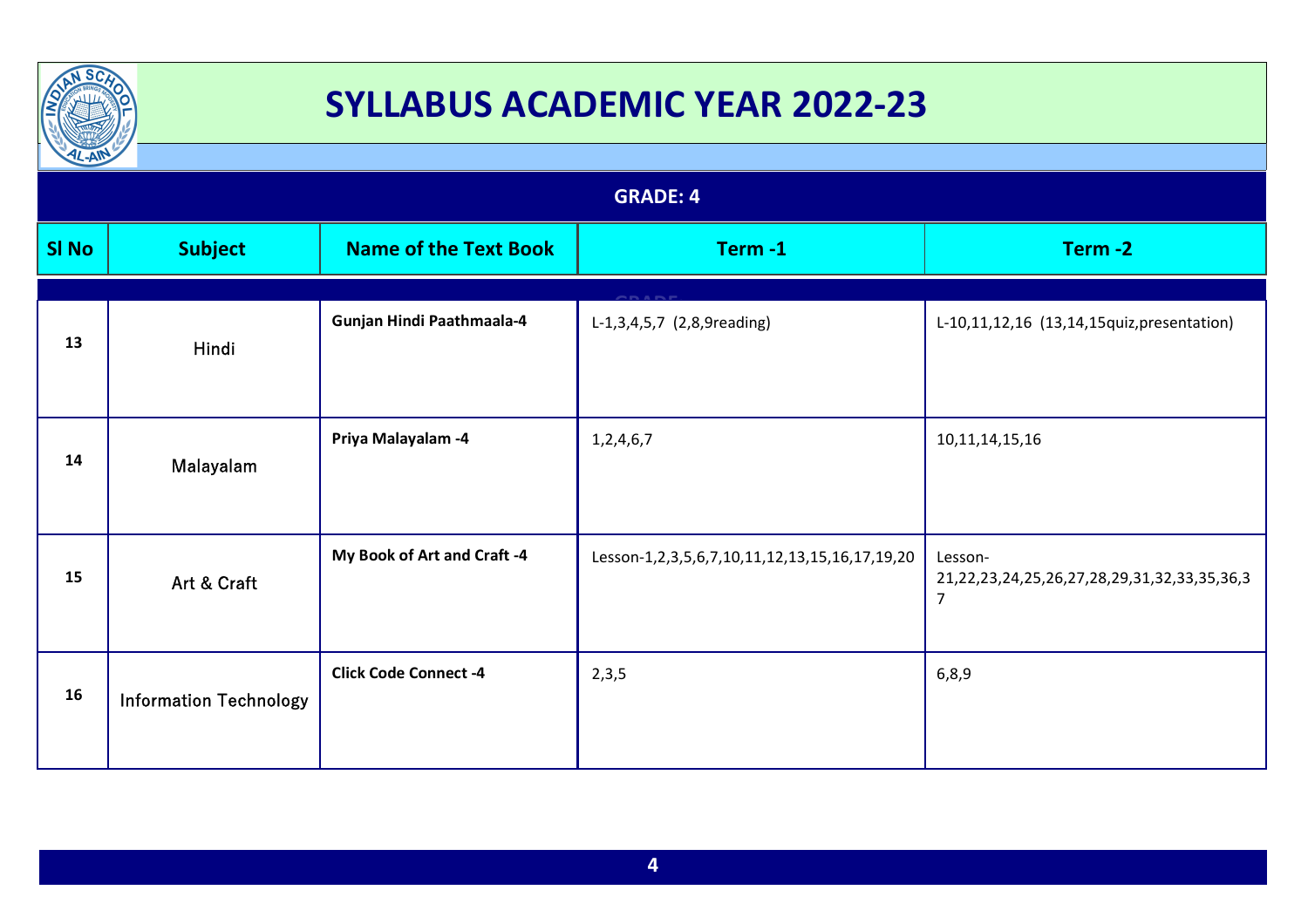# SYLLABUS ACADEMIC YEAR 2022-23

## GRADE: 4

| Sl No | Subject | Name of the Text Book | Term -1 | Term -2 |
|---|---|---|---|---|
| 13 | Hindi | **Gunjan Hindi Paathmaala-4** | L-1,3,4,5,7 (2,8,9reading) | L-10,11,12,16 (13,14,15quiz,presentation) |
| 14 | Malayalam | **Priya Malayalam -4** | 1,2,4,6,7 | 10,11,14,15,16 |
| 15 | Art & Craft | **My Book of Art and Craft -4** | Lesson-1,2,3,5,6,7,10,11,12,13,15,16,17,19,20 | Lesson-21,22,23,24,25,26,27,28,29,31,32,33,35,36,37 |
| 16 | Information Technology | **Click Code Connect -4** | 2,3,5 | 6,8,9 |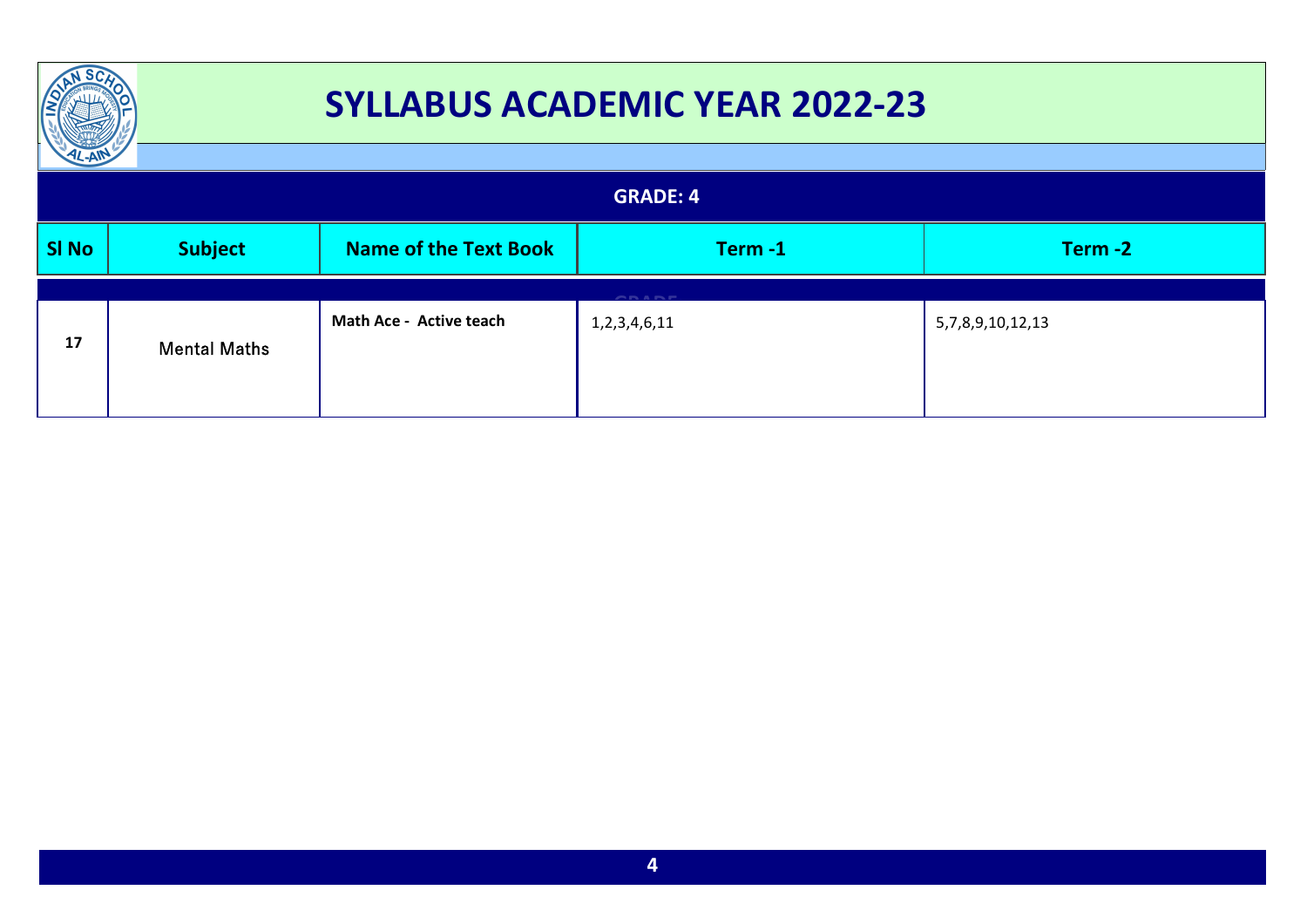# SYLLABUS ACADEMIC YEAR 2022-23

## GRADE: 4

| Sl No | Subject | Name of the Text Book | Term -1 | Term -2 |
|---|---|---|---|---|
| 17 | Mental Maths | **Math Ace - Active teach** | 1,2,3,4,6,11 | 5,7,8,9,10,12,13 |